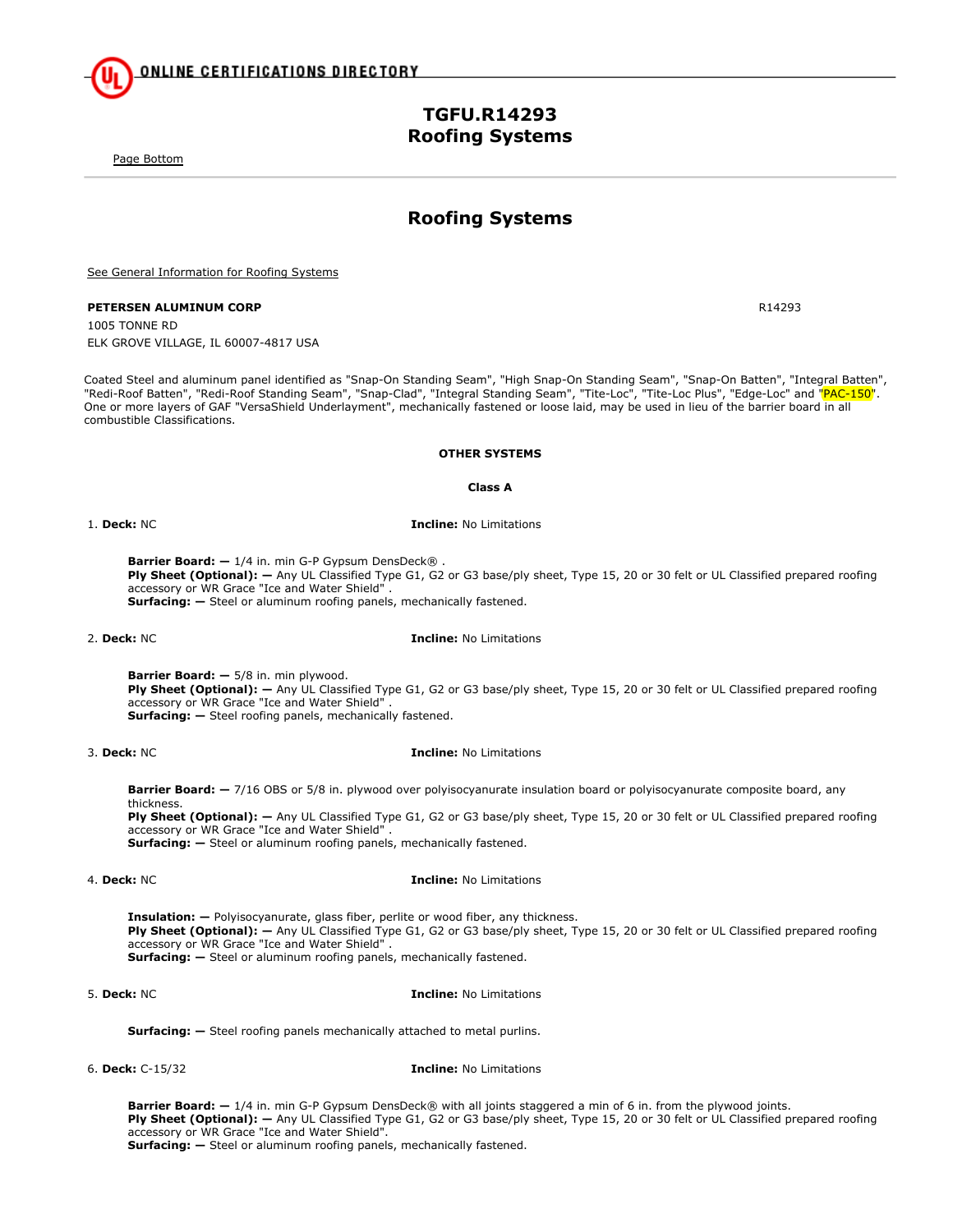ONLINE CERTIFICATIONS DIRECTORY

# TGFU.R14293
# Roofing Systems

Page Bottom

## Roofing Systems

See General Information for Roofing Systems

**PETERSEN ALUMINUM CORP** R14293
1005 TONNE RD
ELK GROVE VILLAGE, IL 60007-4817 USA

Coated Steel and aluminum panel identified as "Snap-On Standing Seam", "High Snap-On Standing Seam", "Snap-On Batten", "Integral Batten", "Redi-Roof Batten", "Redi-Roof Standing Seam", "Snap-Clad", "Integral Standing Seam", "Tite-Loc", "Tite-Loc Plus", "Edge-Loc" and "PAC-150". One or more layers of GAF "VersaShield Underlayment", mechanically fastened or loose laid, may be used in lieu of the barrier board in all combustible Classifications.

**OTHER SYSTEMS**

**Class A**

1. **Deck:** NC **Incline:** No Limitations

**Barrier Board: —** 1/4 in. min G-P Gypsum DensDeck® .
**Ply Sheet (Optional): —** Any UL Classified Type G1, G2 or G3 base/ply sheet, Type 15, 20 or 30 felt or UL Classified prepared roofing accessory or WR Grace "Ice and Water Shield" .
**Surfacing: —** Steel or aluminum roofing panels, mechanically fastened.

2. **Deck:** NC **Incline:** No Limitations

**Barrier Board: —** 5/8 in. min plywood.
**Ply Sheet (Optional): —** Any UL Classified Type G1, G2 or G3 base/ply sheet, Type 15, 20 or 30 felt or UL Classified prepared roofing accessory or WR Grace "Ice and Water Shield" .
**Surfacing: —** Steel roofing panels, mechanically fastened.

3. **Deck:** NC **Incline:** No Limitations

**Barrier Board: —** 7/16 OBS or 5/8 in. plywood over polyisocyanurate insulation board or polyisocyanurate composite board, any thickness.
**Ply Sheet (Optional): —** Any UL Classified Type G1, G2 or G3 base/ply sheet, Type 15, 20 or 30 felt or UL Classified prepared roofing accessory or WR Grace "Ice and Water Shield" .
**Surfacing: —** Steel or aluminum roofing panels, mechanically fastened.

4. **Deck:** NC **Incline:** No Limitations

**Insulation: —** Polyisocyanurate, glass fiber, perlite or wood fiber, any thickness.
**Ply Sheet (Optional): —** Any UL Classified Type G1, G2 or G3 base/ply sheet, Type 15, 20 or 30 felt or UL Classified prepared roofing accessory or WR Grace "Ice and Water Shield" .
**Surfacing: —** Steel or aluminum roofing panels, mechanically fastened.

5. **Deck:** NC **Incline:** No Limitations

**Surfacing: —** Steel roofing panels mechanically attached to metal purlins.

6. **Deck:** C-15/32 **Incline:** No Limitations

**Barrier Board: —** 1/4 in. min G-P Gypsum DensDeck® with all joints staggered a min of 6 in. from the plywood joints.
**Ply Sheet (Optional): —** Any UL Classified Type G1, G2 or G3 base/ply sheet, Type 15, 20 or 30 felt or UL Classified prepared roofing accessory or WR Grace "Ice and Water Shield".
**Surfacing: —** Steel or aluminum roofing panels, mechanically fastened.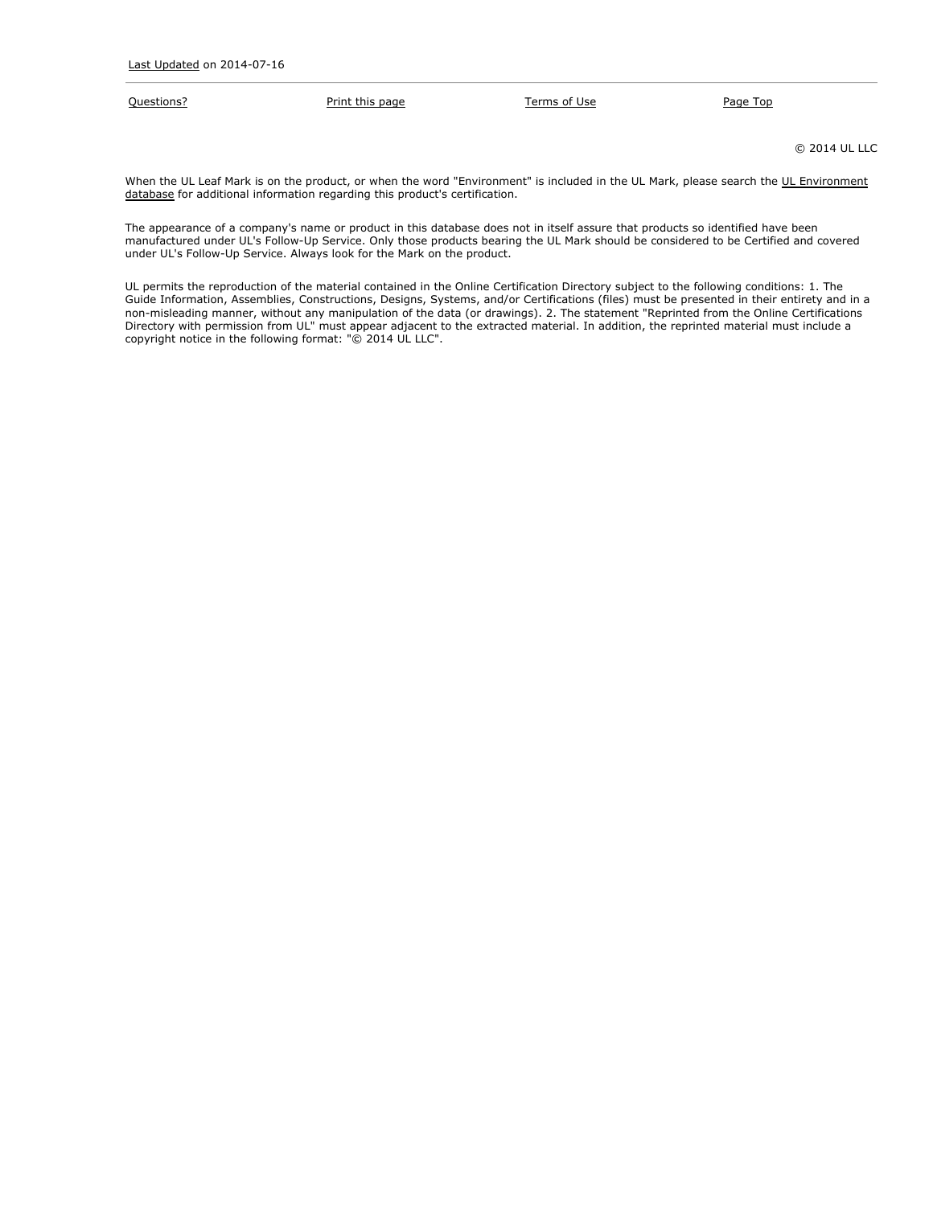Last Updated on 2014-07-16

Questions? | Print this page | Terms of Use | Page Top

© 2014 UL LLC

When the UL Leaf Mark is on the product, or when the word "Environment" is included in the UL Mark, please search the UL Environment database for additional information regarding this product's certification.

The appearance of a company's name or product in this database does not in itself assure that products so identified have been manufactured under UL's Follow-Up Service. Only those products bearing the UL Mark should be considered to be Certified and covered under UL's Follow-Up Service. Always look for the Mark on the product.

UL permits the reproduction of the material contained in the Online Certification Directory subject to the following conditions: 1. The Guide Information, Assemblies, Constructions, Designs, Systems, and/or Certifications (files) must be presented in their entirety and in a non-misleading manner, without any manipulation of the data (or drawings). 2. The statement "Reprinted from the Online Certifications Directory with permission from UL" must appear adjacent to the extracted material. In addition, the reprinted material must include a copyright notice in the following format: "© 2014 UL LLC".